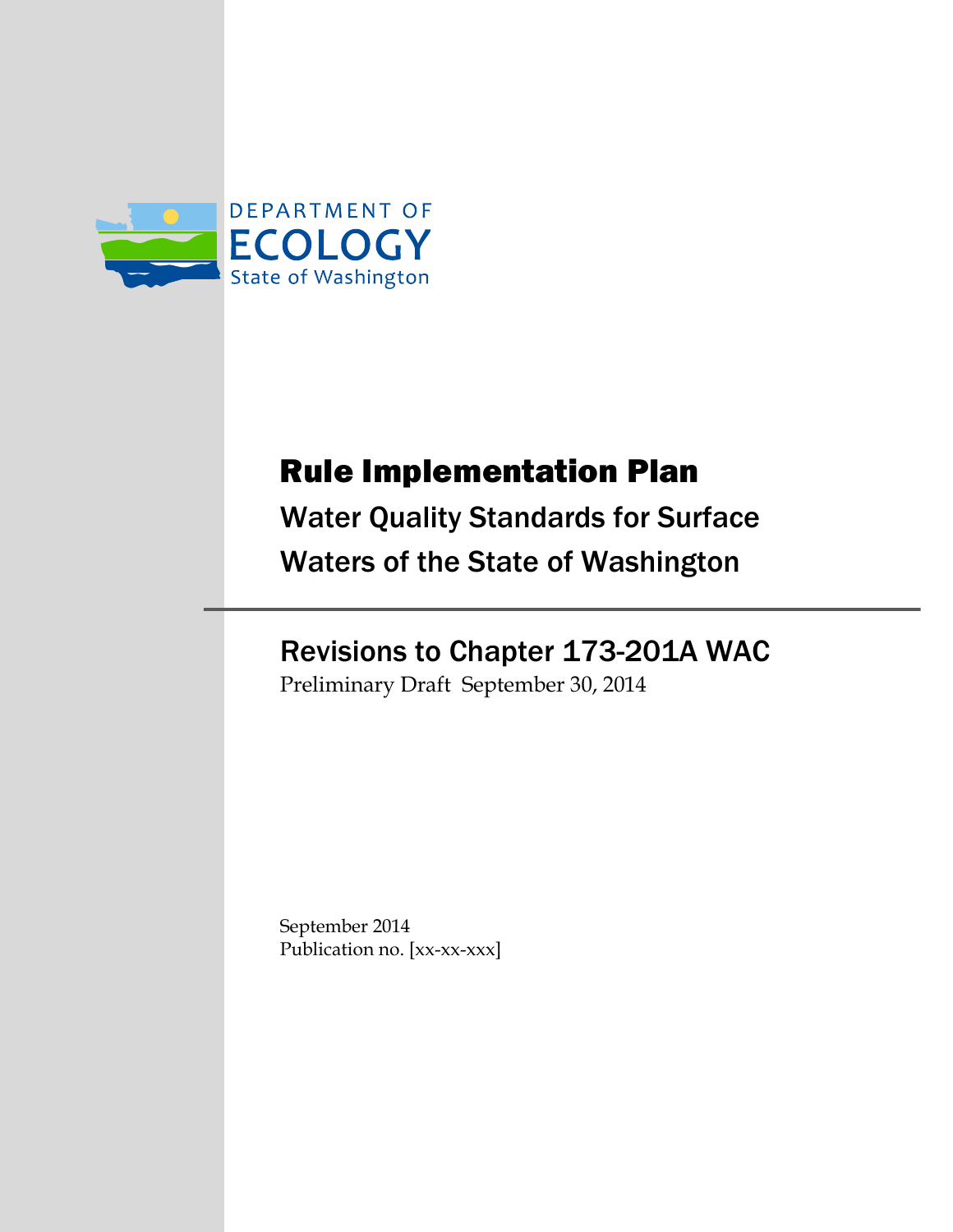DEPARTMENT OF
ECOLOGY
State of Washington

# Rule Implementation Plan

## Water Quality Standards for Surface Waters of the State of Washington

## Revisions to Chapter 173-201A WAC

Preliminary Draft September 30, 2014

September 2014
Publication no. [xx-xx-xxx]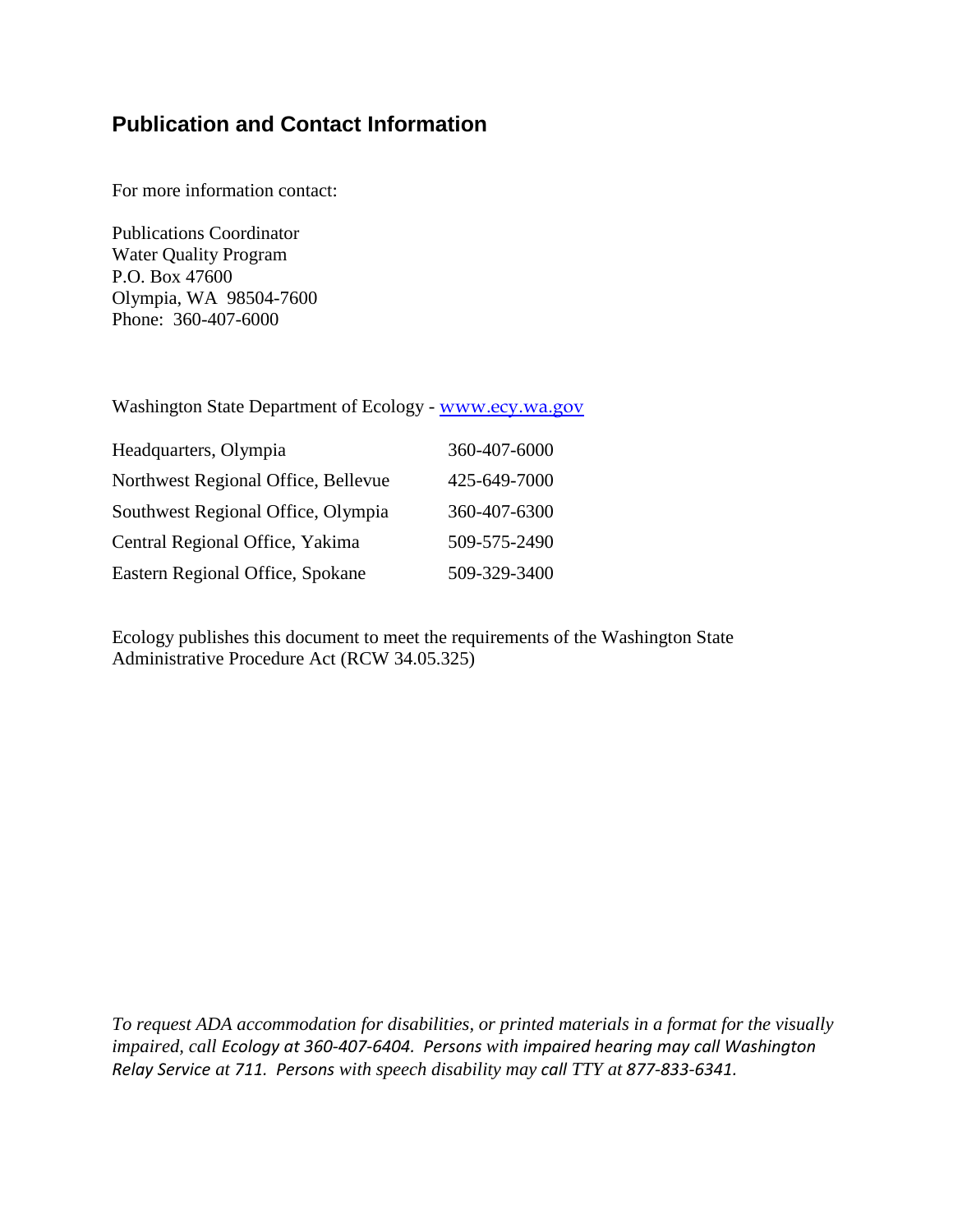## Publication and Contact Information

For more information contact:

Publications Coordinator  
Water Quality Program  
P.O. Box 47600  
Olympia, WA 98504-7600  
Phone: 360-407-6000

Washington State Department of Ecology - [www.ecy.wa.gov](www.ecy.wa.gov)

| | |
|---|---|
| Headquarters, Olympia | 360-407-6000 |
| Northwest Regional Office, Bellevue | 425-649-7000 |
| Southwest Regional Office, Olympia | 360-407-6300 |
| Central Regional Office, Yakima | 509-575-2490 |
| Eastern Regional Office, Spokane | 509-329-3400 |

Ecology publishes this document to meet the requirements of the Washington State Administrative Procedure Act (RCW 34.05.325)

*To request ADA accommodation for disabilities, or printed materials in a format for the visually impaired, call Ecology at 360-407-6404. Persons with impaired hearing may call Washington Relay Service at 711. Persons with speech disability may call TTY at 877-833-6341.*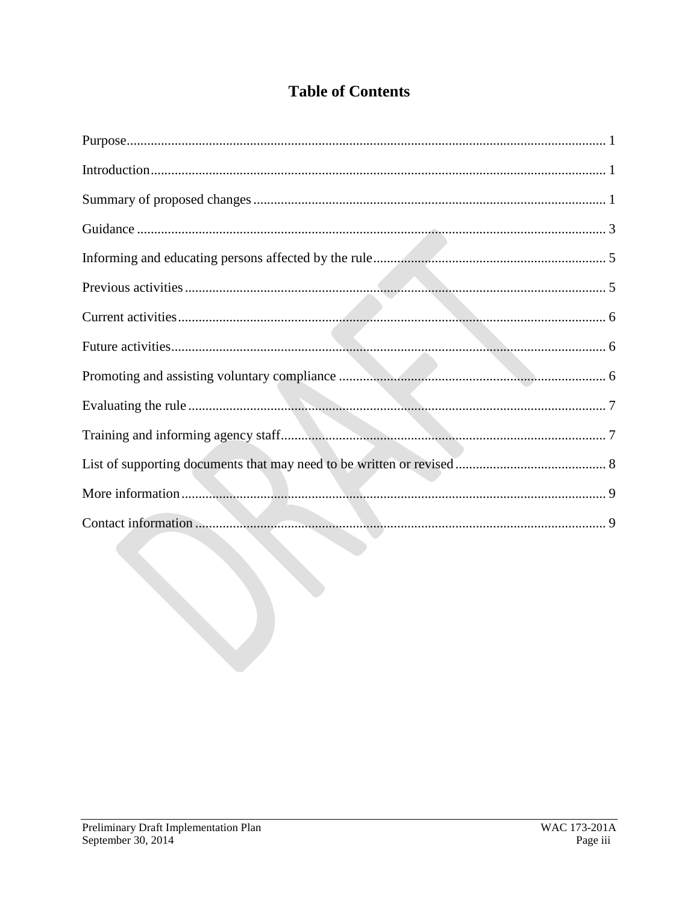# Table of Contents

Purpose .......... 1

Introduction .......... 1

Summary of proposed changes .......... 1

Guidance .......... 3

Informing and educating persons affected by the rule .......... 5

Previous activities .......... 5

Current activities .......... 6

Future activities .......... 6

Promoting and assisting voluntary compliance .......... 6

Evaluating the rule .......... 7

Training and informing agency staff .......... 7

List of supporting documents that may need to be written or revised .......... 8

More information .......... 9

Contact information .......... 9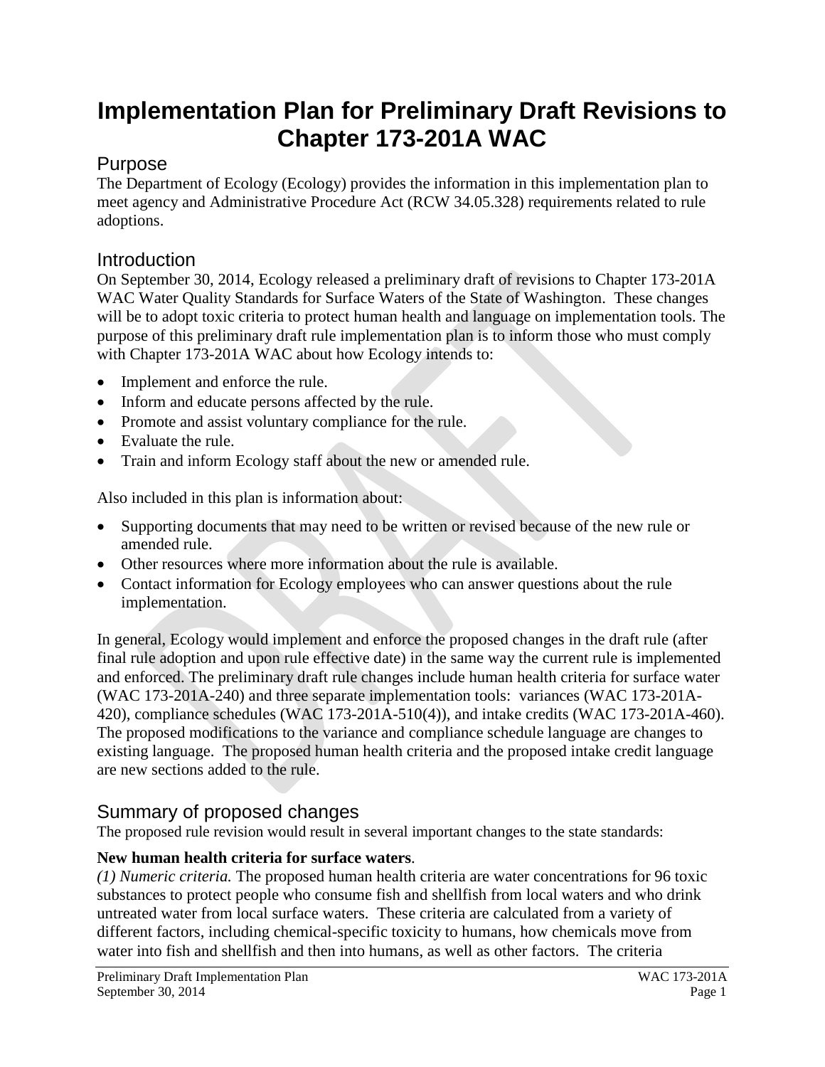# Implementation Plan for Preliminary Draft Revisions to Chapter 173-201A WAC

## Purpose

The Department of Ecology (Ecology) provides the information in this implementation plan to meet agency and Administrative Procedure Act (RCW 34.05.328) requirements related to rule adoptions.

## Introduction

On September 30, 2014, Ecology released a preliminary draft of revisions to Chapter 173-201A WAC Water Quality Standards for Surface Waters of the State of Washington. These changes will be to adopt toxic criteria to protect human health and language on implementation tools. The purpose of this preliminary draft rule implementation plan is to inform those who must comply with Chapter 173-201A WAC about how Ecology intends to:

- Implement and enforce the rule.
- Inform and educate persons affected by the rule.
- Promote and assist voluntary compliance for the rule.
- Evaluate the rule.
- Train and inform Ecology staff about the new or amended rule.

Also included in this plan is information about:

- Supporting documents that may need to be written or revised because of the new rule or amended rule.
- Other resources where more information about the rule is available.
- Contact information for Ecology employees who can answer questions about the rule implementation.

In general, Ecology would implement and enforce the proposed changes in the draft rule (after final rule adoption and upon rule effective date) in the same way the current rule is implemented and enforced. The preliminary draft rule changes include human health criteria for surface water (WAC 173-201A-240) and three separate implementation tools: variances (WAC 173-201A-420), compliance schedules (WAC 173-201A-510(4)), and intake credits (WAC 173-201A-460). The proposed modifications to the variance and compliance schedule language are changes to existing language. The proposed human health criteria and the proposed intake credit language are new sections added to the rule.

## Summary of proposed changes

The proposed rule revision would result in several important changes to the state standards:

**New human health criteria for surface waters**.

*(1) Numeric criteria.* The proposed human health criteria are water concentrations for 96 toxic substances to protect people who consume fish and shellfish from local waters and who drink untreated water from local surface waters. These criteria are calculated from a variety of different factors, including chemical-specific toxicity to humans, how chemicals move from water into fish and shellfish and then into humans, as well as other factors. The criteria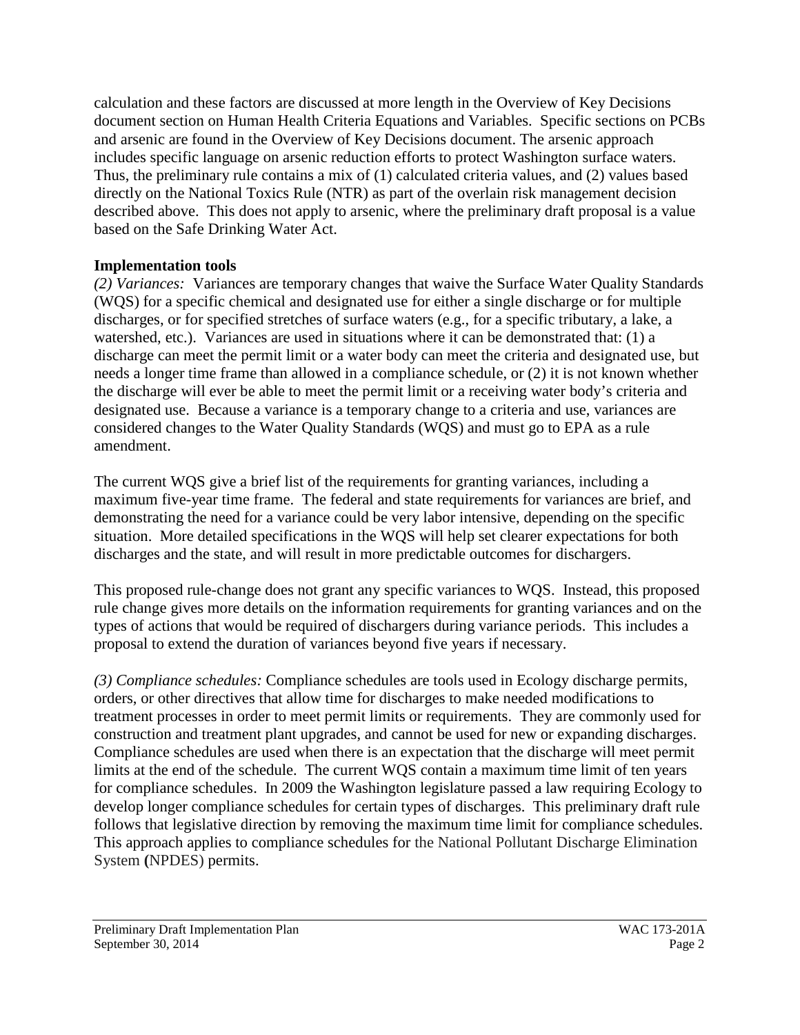calculation and these factors are discussed at more length in the Overview of Key Decisions document section on Human Health Criteria Equations and Variables. Specific sections on PCBs and arsenic are found in the Overview of Key Decisions document. The arsenic approach includes specific language on arsenic reduction efforts to protect Washington surface waters. Thus, the preliminary rule contains a mix of (1) calculated criteria values, and (2) values based directly on the National Toxics Rule (NTR) as part of the overlain risk management decision described above. This does not apply to arsenic, where the preliminary draft proposal is a value based on the Safe Drinking Water Act.

## Implementation tools

*(2) Variances:* Variances are temporary changes that waive the Surface Water Quality Standards (WQS) for a specific chemical and designated use for either a single discharge or for multiple discharges, or for specified stretches of surface waters (e.g., for a specific tributary, a lake, a watershed, etc.). Variances are used in situations where it can be demonstrated that: (1) a discharge can meet the permit limit or a water body can meet the criteria and designated use, but needs a longer time frame than allowed in a compliance schedule, or (2) it is not known whether the discharge will ever be able to meet the permit limit or a receiving water body's criteria and designated use. Because a variance is a temporary change to a criteria and use, variances are considered changes to the Water Quality Standards (WQS) and must go to EPA as a rule amendment.

The current WQS give a brief list of the requirements for granting variances, including a maximum five-year time frame. The federal and state requirements for variances are brief, and demonstrating the need for a variance could be very labor intensive, depending on the specific situation. More detailed specifications in the WQS will help set clearer expectations for both discharges and the state, and will result in more predictable outcomes for dischargers.

This proposed rule-change does not grant any specific variances to WQS. Instead, this proposed rule change gives more details on the information requirements for granting variances and on the types of actions that would be required of dischargers during variance periods. This includes a proposal to extend the duration of variances beyond five years if necessary.

*(3) Compliance schedules:* Compliance schedules are tools used in Ecology discharge permits, orders, or other directives that allow time for discharges to make needed modifications to treatment processes in order to meet permit limits or requirements. They are commonly used for construction and treatment plant upgrades, and cannot be used for new or expanding discharges. Compliance schedules are used when there is an expectation that the discharge will meet permit limits at the end of the schedule. The current WQS contain a maximum time limit of ten years for compliance schedules. In 2009 the Washington legislature passed a law requiring Ecology to develop longer compliance schedules for certain types of discharges. This preliminary draft rule follows that legislative direction by removing the maximum time limit for compliance schedules. This approach applies to compliance schedules for the National Pollutant Discharge Elimination System (NPDES) permits.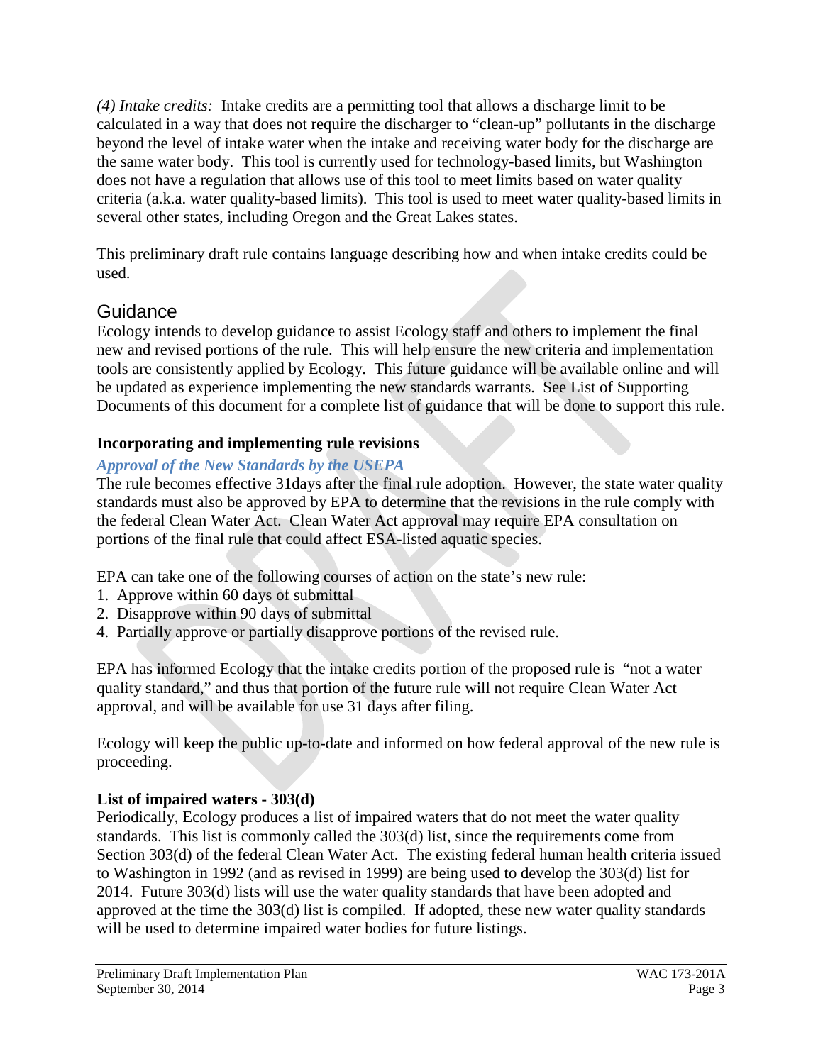*(4) Intake credits:* Intake credits are a permitting tool that allows a discharge limit to be calculated in a way that does not require the discharger to "clean-up" pollutants in the discharge beyond the level of intake water when the intake and receiving water body for the discharge are the same water body. This tool is currently used for technology-based limits, but Washington does not have a regulation that allows use of this tool to meet limits based on water quality criteria (a.k.a. water quality-based limits). This tool is used to meet water quality-based limits in several other states, including Oregon and the Great Lakes states.

This preliminary draft rule contains language describing how and when intake credits could be used.

## Guidance

Ecology intends to develop guidance to assist Ecology staff and others to implement the final new and revised portions of the rule. This will help ensure the new criteria and implementation tools are consistently applied by Ecology. This future guidance will be available online and will be updated as experience implementing the new standards warrants. See List of Supporting Documents of this document for a complete list of guidance that will be done to support this rule.

### Incorporating and implementing rule revisions

#### *Approval of the New Standards by the USEPA*

The rule becomes effective 31days after the final rule adoption. However, the state water quality standards must also be approved by EPA to determine that the revisions in the rule comply with the federal Clean Water Act. Clean Water Act approval may require EPA consultation on portions of the final rule that could affect ESA-listed aquatic species.

EPA can take one of the following courses of action on the state's new rule:

1. Approve within 60 days of submittal
2. Disapprove within 90 days of submittal
4. Partially approve or partially disapprove portions of the revised rule.

EPA has informed Ecology that the intake credits portion of the proposed rule is "not a water quality standard," and thus that portion of the future rule will not require Clean Water Act approval, and will be available for use 31 days after filing.

Ecology will keep the public up-to-date and informed on how federal approval of the new rule is proceeding.

### List of impaired waters - 303(d)

Periodically, Ecology produces a list of impaired waters that do not meet the water quality standards. This list is commonly called the 303(d) list, since the requirements come from Section 303(d) of the federal Clean Water Act. The existing federal human health criteria issued to Washington in 1992 (and as revised in 1999) are being used to develop the 303(d) list for 2014. Future 303(d) lists will use the water quality standards that have been adopted and approved at the time the 303(d) list is compiled. If adopted, these new water quality standards will be used to determine impaired water bodies for future listings.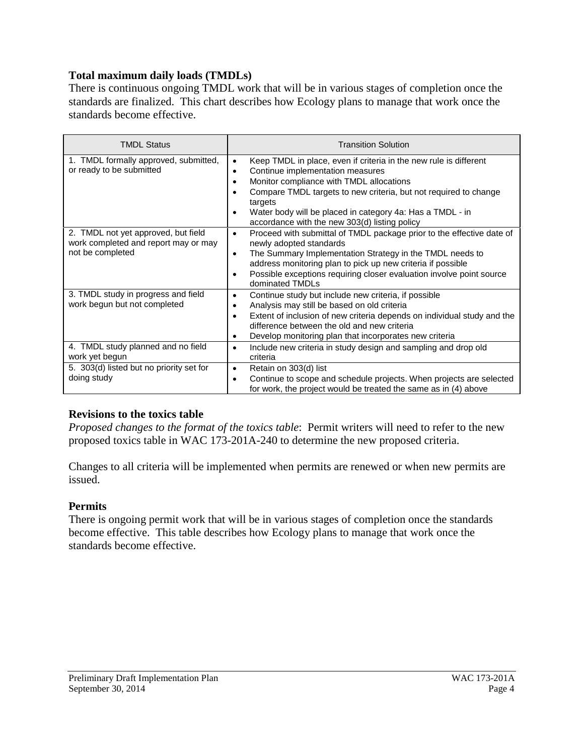**Total maximum daily loads (TMDLs)**

There is continuous ongoing TMDL work that will be in various stages of completion once the standards are finalized. This chart describes how Ecology plans to manage that work once the standards become effective.

| TMDL Status | Transition Solution |
|---|---|
| 1. TMDL formally approved, submitted, or ready to be submitted | • Keep TMDL in place, even if criteria in the new rule is different<br>• Continue implementation measures<br>• Monitor compliance with TMDL allocations<br>• Compare TMDL targets to new criteria, but not required to change targets<br>• Water body will be placed in category 4a: Has a TMDL - in accordance with the new 303(d) listing policy |
| 2. TMDL not yet approved, but field work completed and report may or may not be completed | • Proceed with submittal of TMDL package prior to the effective date of newly adopted standards<br>• The Summary Implementation Strategy in the TMDL needs to address monitoring plan to pick up new criteria if possible<br>• Possible exceptions requiring closer evaluation involve point source dominated TMDLs |
| 3. TMDL study in progress and field work begun but not completed | • Continue study but include new criteria, if possible<br>• Analysis may still be based on old criteria<br>• Extent of inclusion of new criteria depends on individual study and the difference between the old and new criteria<br>• Develop monitoring plan that incorporates new criteria |
| 4. TMDL study planned and no field work yet begun | • Include new criteria in study design and sampling and drop old criteria |
| 5. 303(d) listed but no priority set for doing study | • Retain on 303(d) list<br>• Continue to scope and schedule projects. When projects are selected for work, the project would be treated the same as in (4) above |

**Revisions to the toxics table**

*Proposed changes to the format of the toxics table*: Permit writers will need to refer to the new proposed toxics table in WAC 173-201A-240 to determine the new proposed criteria.

Changes to all criteria will be implemented when permits are renewed or when new permits are issued.

**Permits**

There is ongoing permit work that will be in various stages of completion once the standards become effective. This table describes how Ecology plans to manage that work once the standards become effective.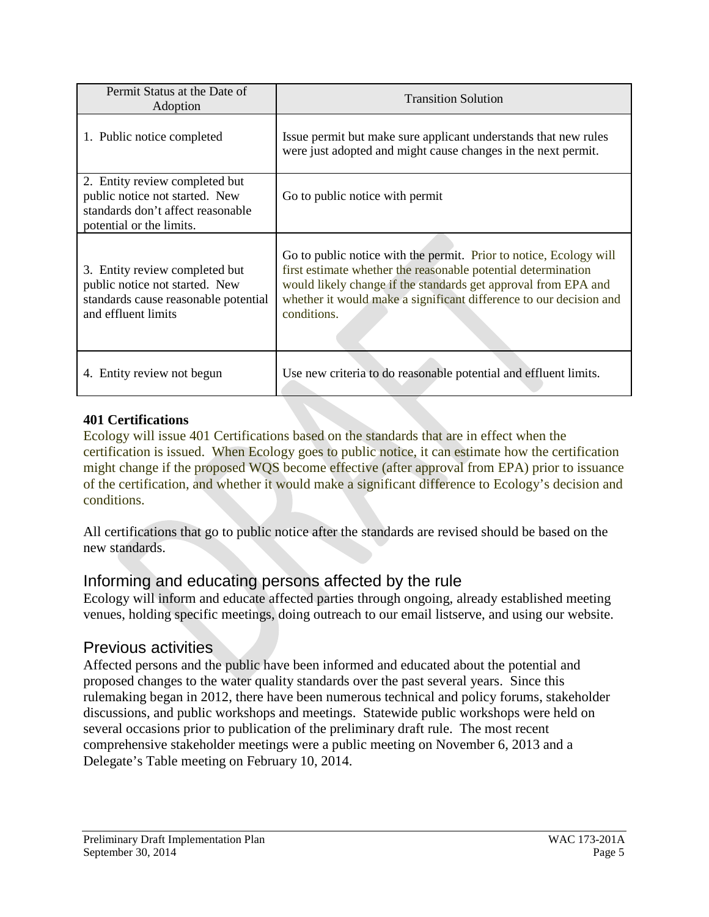| Permit Status at the Date of Adoption | Transition Solution |
| --- | --- |
| 1. Public notice completed | Issue permit but make sure applicant understands that new rules were just adopted and might cause changes in the next permit. |
| 2. Entity review completed but public notice not started. New standards don't affect reasonable potential or the limits. | Go to public notice with permit |
| 3. Entity review completed but public notice not started. New standards cause reasonable potential and effluent limits | Go to public notice with the permit. Prior to notice, Ecology will first estimate whether the reasonable potential determination would likely change if the standards get approval from EPA and whether it would make a significant difference to our decision and conditions. |
| 4. Entity review not begun | Use new criteria to do reasonable potential and effluent limits. |

**401 Certifications**

Ecology will issue 401 Certifications based on the standards that are in effect when the certification is issued. When Ecology goes to public notice, it can estimate how the certification might change if the proposed WQS become effective (after approval from EPA) prior to issuance of the certification, and whether it would make a significant difference to Ecology's decision and conditions.

All certifications that go to public notice after the standards are revised should be based on the new standards.

## Informing and educating persons affected by the rule

Ecology will inform and educate affected parties through ongoing, already established meeting venues, holding specific meetings, doing outreach to our email listserve, and using our website.

## Previous activities

Affected persons and the public have been informed and educated about the potential and proposed changes to the water quality standards over the past several years. Since this rulemaking began in 2012, there have been numerous technical and policy forums, stakeholder discussions, and public workshops and meetings. Statewide public workshops were held on several occasions prior to publication of the preliminary draft rule. The most recent comprehensive stakeholder meetings were a public meeting on November 6, 2013 and a Delegate's Table meeting on February 10, 2014.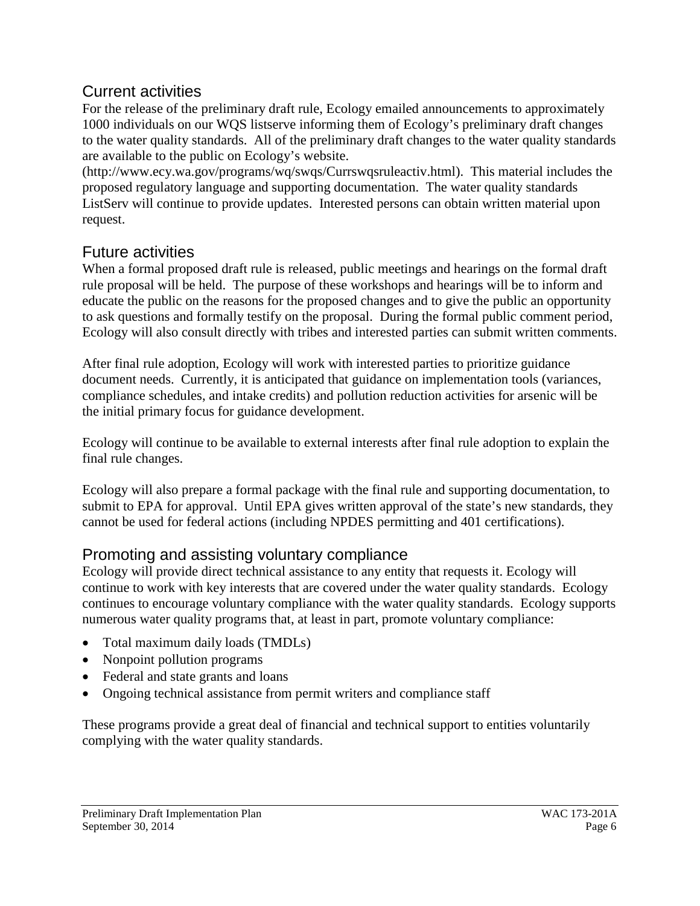## Current activities

For the release of the preliminary draft rule, Ecology emailed announcements to approximately 1000 individuals on our WQS listserve informing them of Ecology's preliminary draft changes to the water quality standards. All of the preliminary draft changes to the water quality standards are available to the public on Ecology's website. (http://www.ecy.wa.gov/programs/wq/swqs/Currswqsruleactiv.html). This material includes the proposed regulatory language and supporting documentation. The water quality standards ListServ will continue to provide updates. Interested persons can obtain written material upon request.

## Future activities

When a formal proposed draft rule is released, public meetings and hearings on the formal draft rule proposal will be held. The purpose of these workshops and hearings will be to inform and educate the public on the reasons for the proposed changes and to give the public an opportunity to ask questions and formally testify on the proposal. During the formal public comment period, Ecology will also consult directly with tribes and interested parties can submit written comments.

After final rule adoption, Ecology will work with interested parties to prioritize guidance document needs. Currently, it is anticipated that guidance on implementation tools (variances, compliance schedules, and intake credits) and pollution reduction activities for arsenic will be the initial primary focus for guidance development.

Ecology will continue to be available to external interests after final rule adoption to explain the final rule changes.

Ecology will also prepare a formal package with the final rule and supporting documentation, to submit to EPA for approval. Until EPA gives written approval of the state's new standards, they cannot be used for federal actions (including NPDES permitting and 401 certifications).

## Promoting and assisting voluntary compliance

Ecology will provide direct technical assistance to any entity that requests it. Ecology will continue to work with key interests that are covered under the water quality standards. Ecology continues to encourage voluntary compliance with the water quality standards. Ecology supports numerous water quality programs that, at least in part, promote voluntary compliance:

- Total maximum daily loads (TMDLs)
- Nonpoint pollution programs
- Federal and state grants and loans
- Ongoing technical assistance from permit writers and compliance staff

These programs provide a great deal of financial and technical support to entities voluntarily complying with the water quality standards.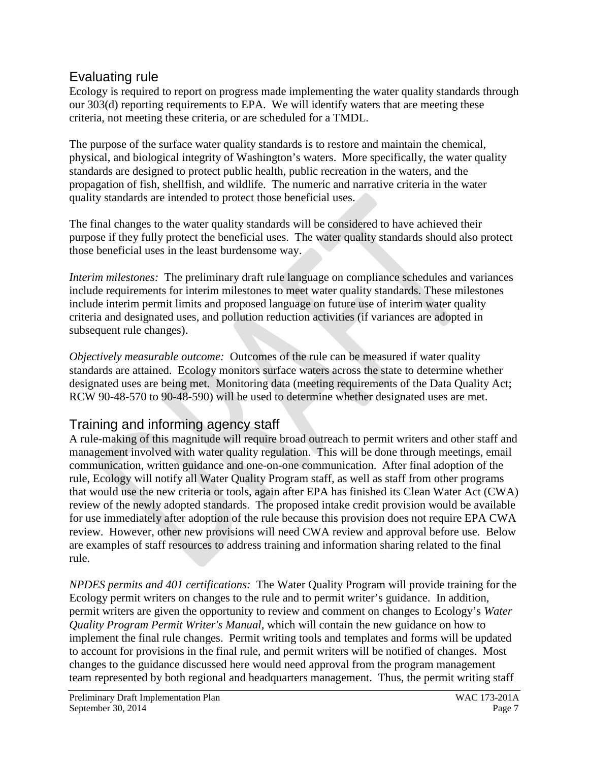## Evaluating rule

Ecology is required to report on progress made implementing the water quality standards through our 303(d) reporting requirements to EPA. We will identify waters that are meeting these criteria, not meeting these criteria, or are scheduled for a TMDL.

The purpose of the surface water quality standards is to restore and maintain the chemical, physical, and biological integrity of Washington's waters. More specifically, the water quality standards are designed to protect public health, public recreation in the waters, and the propagation of fish, shellfish, and wildlife. The numeric and narrative criteria in the water quality standards are intended to protect those beneficial uses.

The final changes to the water quality standards will be considered to have achieved their purpose if they fully protect the beneficial uses. The water quality standards should also protect those beneficial uses in the least burdensome way.

*Interim milestones:* The preliminary draft rule language on compliance schedules and variances include requirements for interim milestones to meet water quality standards. These milestones include interim permit limits and proposed language on future use of interim water quality criteria and designated uses, and pollution reduction activities (if variances are adopted in subsequent rule changes).

*Objectively measurable outcome:* Outcomes of the rule can be measured if water quality standards are attained. Ecology monitors surface waters across the state to determine whether designated uses are being met. Monitoring data (meeting requirements of the Data Quality Act; RCW 90-48-570 to 90-48-590) will be used to determine whether designated uses are met.

## Training and informing agency staff

A rule-making of this magnitude will require broad outreach to permit writers and other staff and management involved with water quality regulation. This will be done through meetings, email communication, written guidance and one-on-one communication. After final adoption of the rule, Ecology will notify all Water Quality Program staff, as well as staff from other programs that would use the new criteria or tools, again after EPA has finished its Clean Water Act (CWA) review of the newly adopted standards. The proposed intake credit provision would be available for use immediately after adoption of the rule because this provision does not require EPA CWA review. However, other new provisions will need CWA review and approval before use. Below are examples of staff resources to address training and information sharing related to the final rule.

*NPDES permits and 401 certifications:* The Water Quality Program will provide training for the Ecology permit writers on changes to the rule and to permit writer's guidance. In addition, permit writers are given the opportunity to review and comment on changes to Ecology's *Water Quality Program Permit Writer's Manual*, which will contain the new guidance on how to implement the final rule changes. Permit writing tools and templates and forms will be updated to account for provisions in the final rule, and permit writers will be notified of changes. Most changes to the guidance discussed here would need approval from the program management team represented by both regional and headquarters management. Thus, the permit writing staff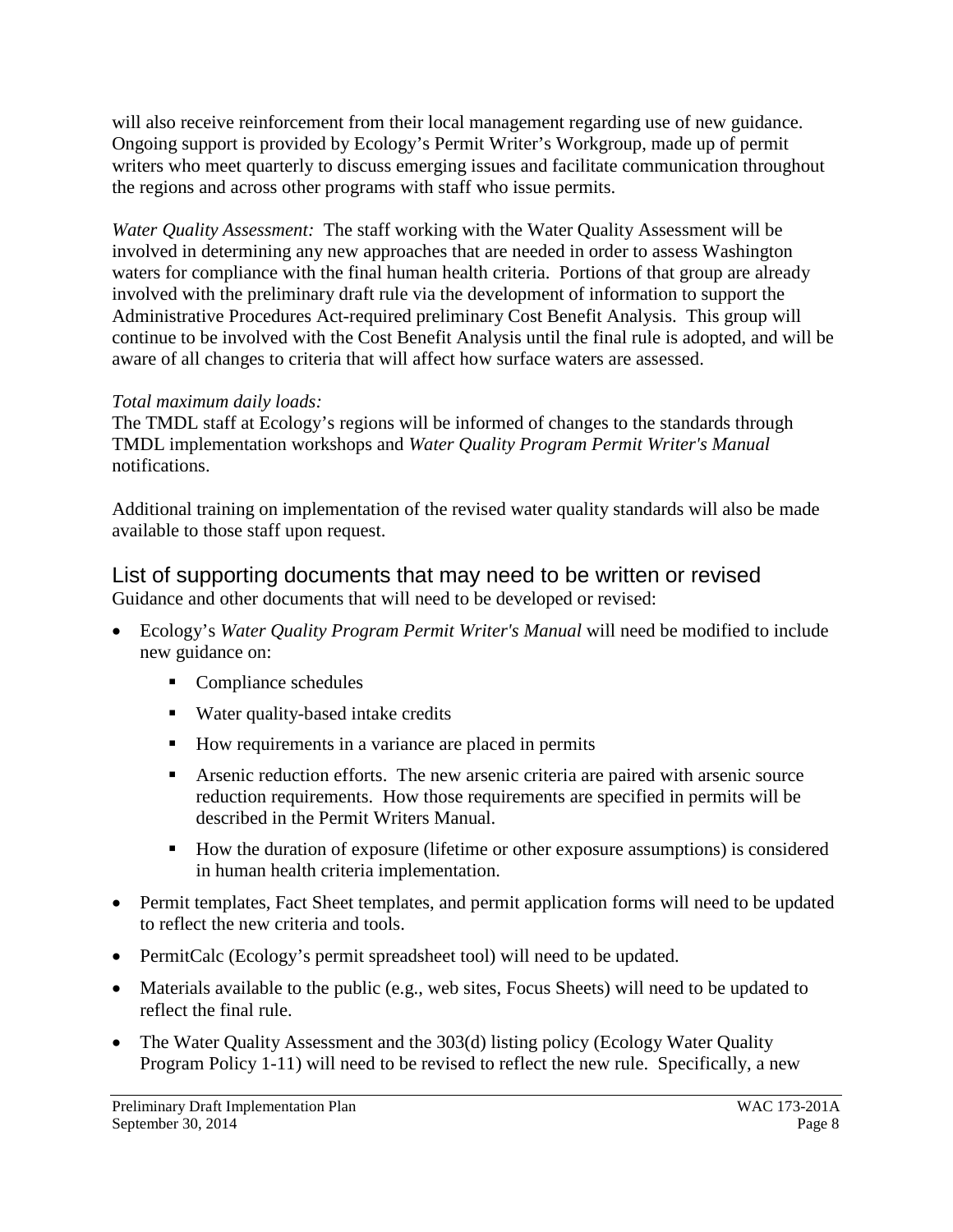will also receive reinforcement from their local management regarding use of new guidance. Ongoing support is provided by Ecology's Permit Writer's Workgroup, made up of permit writers who meet quarterly to discuss emerging issues and facilitate communication throughout the regions and across other programs with staff who issue permits.

*Water Quality Assessment:* The staff working with the Water Quality Assessment will be involved in determining any new approaches that are needed in order to assess Washington waters for compliance with the final human health criteria. Portions of that group are already involved with the preliminary draft rule via the development of information to support the Administrative Procedures Act-required preliminary Cost Benefit Analysis. This group will continue to be involved with the Cost Benefit Analysis until the final rule is adopted, and will be aware of all changes to criteria that will affect how surface waters are assessed.

*Total maximum daily loads:*
The TMDL staff at Ecology's regions will be informed of changes to the standards through TMDL implementation workshops and *Water Quality Program Permit Writer's Manual* notifications.

Additional training on implementation of the revised water quality standards will also be made available to those staff upon request.

## List of supporting documents that may need to be written or revised

Guidance and other documents that will need to be developed or revised:

- Ecology's *Water Quality Program Permit Writer's Manual* will need be modified to include new guidance on:
  - Compliance schedules
  - Water quality-based intake credits
  - How requirements in a variance are placed in permits
  - Arsenic reduction efforts. The new arsenic criteria are paired with arsenic source reduction requirements. How those requirements are specified in permits will be described in the Permit Writers Manual.
  - How the duration of exposure (lifetime or other exposure assumptions) is considered in human health criteria implementation.
- Permit templates, Fact Sheet templates, and permit application forms will need to be updated to reflect the new criteria and tools.
- PermitCalc (Ecology's permit spreadsheet tool) will need to be updated.
- Materials available to the public (e.g., web sites, Focus Sheets) will need to be updated to reflect the final rule.
- The Water Quality Assessment and the 303(d) listing policy (Ecology Water Quality Program Policy 1-11) will need to be revised to reflect the new rule. Specifically, a new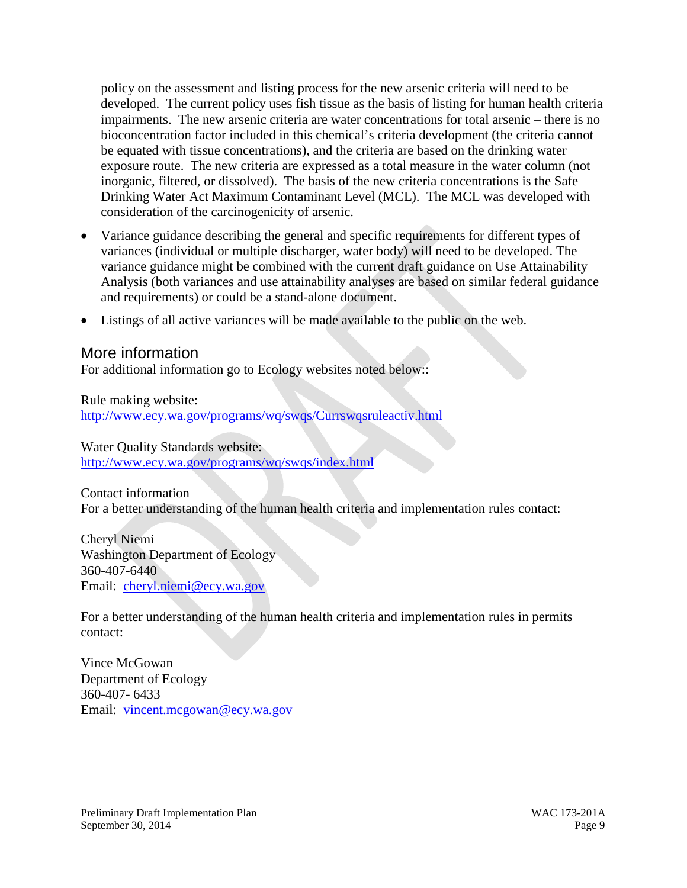policy on the assessment and listing process for the new arsenic criteria will need to be developed. The current policy uses fish tissue as the basis of listing for human health criteria impairments. The new arsenic criteria are water concentrations for total arsenic – there is no bioconcentration factor included in this chemical's criteria development (the criteria cannot be equated with tissue concentrations), and the criteria are based on the drinking water exposure route. The new criteria are expressed as a total measure in the water column (not inorganic, filtered, or dissolved). The basis of the new criteria concentrations is the Safe Drinking Water Act Maximum Contaminant Level (MCL). The MCL was developed with consideration of the carcinogenicity of arsenic.

- Variance guidance describing the general and specific requirements for different types of variances (individual or multiple discharger, water body) will need to be developed. The variance guidance might be combined with the current draft guidance on Use Attainability Analysis (both variances and use attainability analyses are based on similar federal guidance and requirements) or could be a stand-alone document.
- Listings of all active variances will be made available to the public on the web.

## More information

For additional information go to Ecology websites noted below::

Rule making website:
http://www.ecy.wa.gov/programs/wq/swqs/Currswqsruleactiv.html

Water Quality Standards website:
http://www.ecy.wa.gov/programs/wq/swqs/index.html

Contact information
For a better understanding of the human health criteria and implementation rules contact:

Cheryl Niemi
Washington Department of Ecology
360-407-6440
Email: cheryl.niemi@ecy.wa.gov

For a better understanding of the human health criteria and implementation rules in permits contact:

Vince McGowan
Department of Ecology
360-407- 6433
Email: vincent.mcgowan@ecy.wa.gov